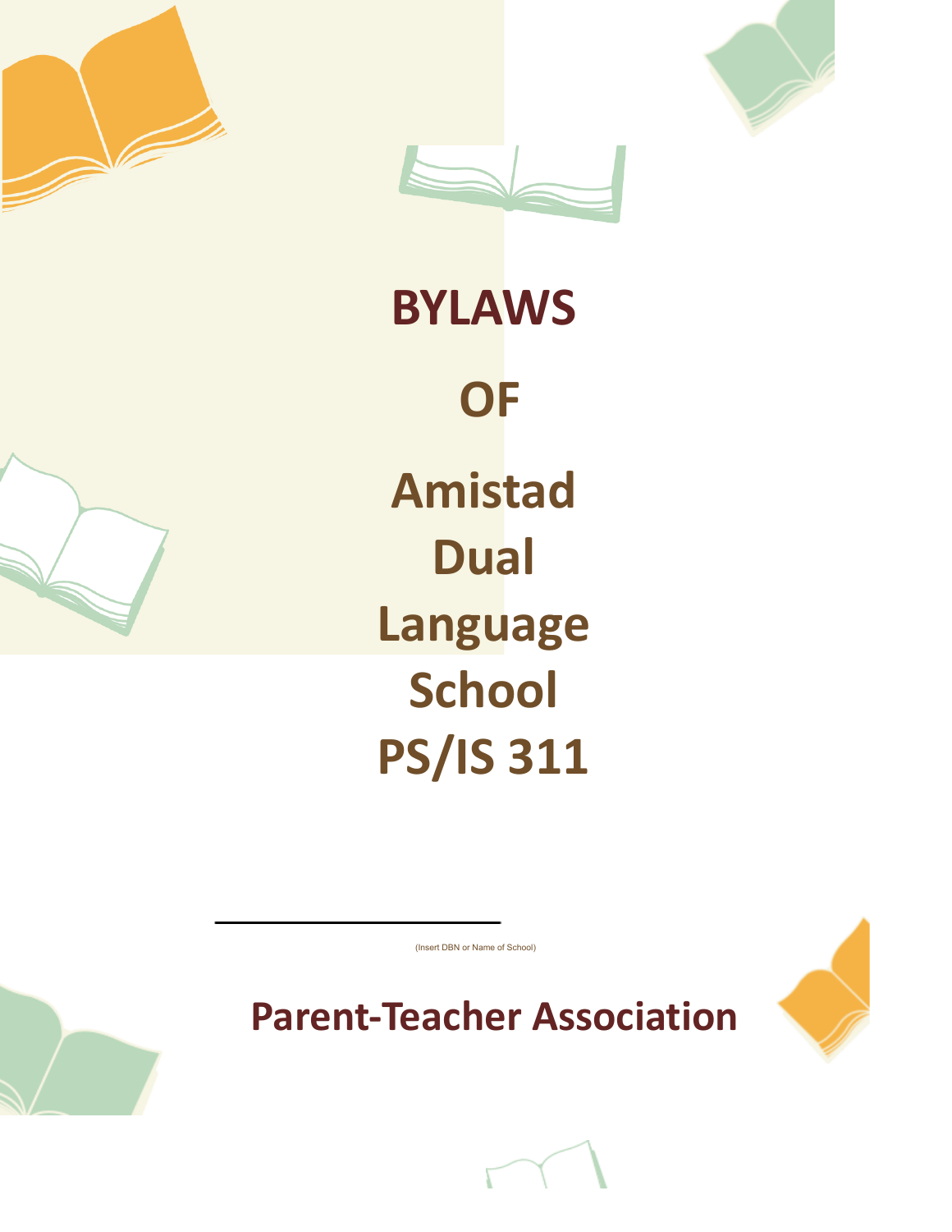# BYLAWS

# OF

# Amistad Dual Language School PS/IS 311

(Insert DBN or Name of School)

# Parent-Teacher Association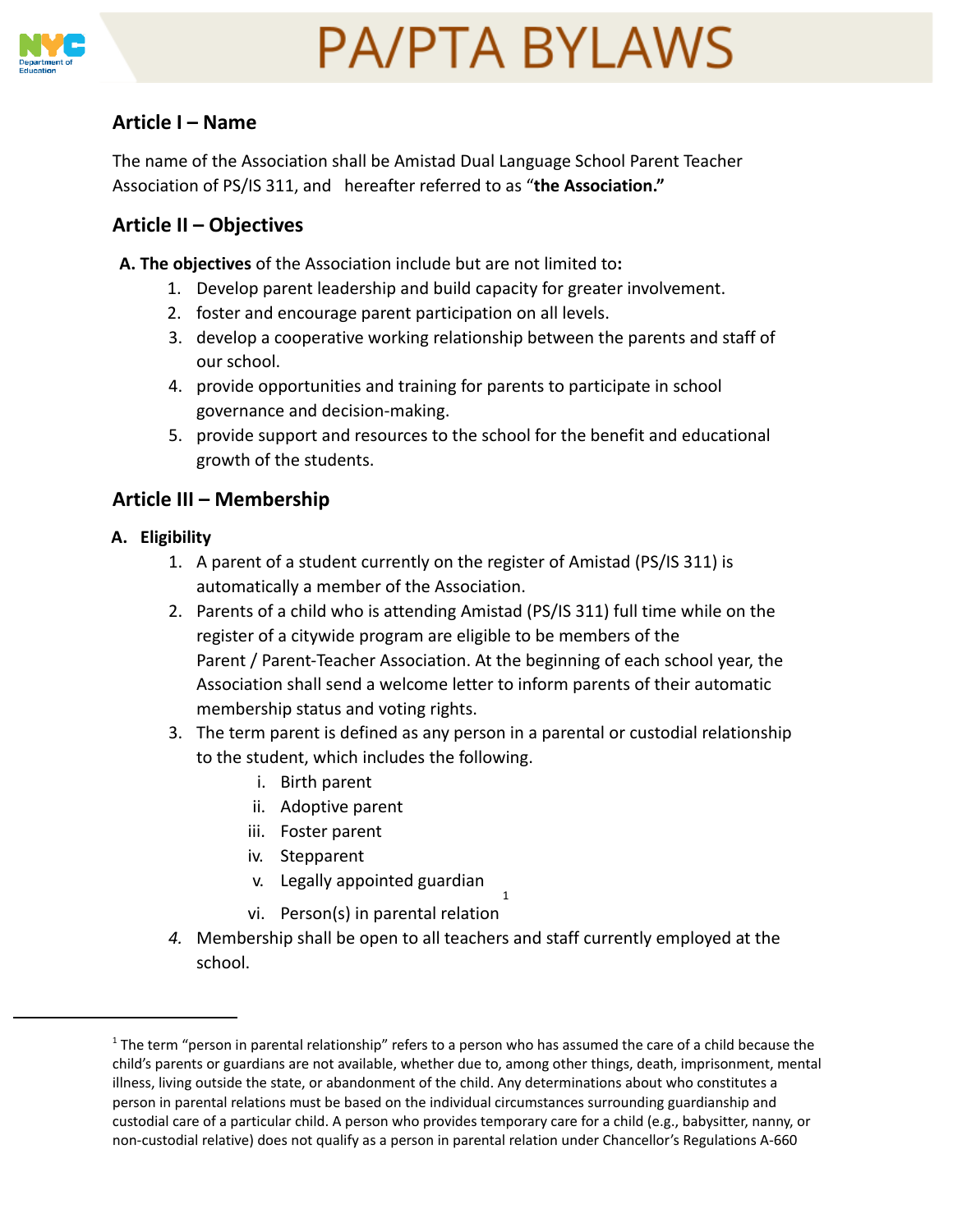# PA/PTA BYLAWS

## Article I – Name

The name of the Association shall be Amistad Dual Language School Parent Teacher Association of PS/IS 311, and hereafter referred to as "**the Association.**"

## Article II – Objectives

**A. The objectives** of the Association include but are not limited to**:**

1. Develop parent leadership and build capacity for greater involvement.
2. foster and encourage parent participation on all levels.
3. develop a cooperative working relationship between the parents and staff of our school.
4. provide opportunities and training for parents to participate in school governance and decision-making.
5. provide support and resources to the school for the benefit and educational growth of the students.

## Article III – Membership

**A. Eligibility**

1. A parent of a student currently on the register of Amistad (PS/IS 311) is automatically a member of the Association.
2. Parents of a child who is attending Amistad (PS/IS 311) full time while on the register of a citywide program are eligible to be members of the Parent / Parent-Teacher Association. At the beginning of each school year, the Association shall send a welcome letter to inform parents of their automatic membership status and voting rights.
3. The term parent is defined as any person in a parental or custodial relationship to the student, which includes the following.
   - i. Birth parent
   - ii. Adoptive parent
   - iii. Foster parent
   - iv. Stepparent
   - v. Legally appointed guardian
   - vi. Person(s) in parental relation[1]
4. *Membership shall be open to all teachers and staff currently employed at the school.*

[1] The term "person in parental relationship" refers to a person who has assumed the care of a child because the child's parents or guardians are not available, whether due to, among other things, death, imprisonment, mental illness, living outside the state, or abandonment of the child. Any determinations about who constitutes a person in parental relations must be based on the individual circumstances surrounding guardianship and custodial care of a particular child. A person who provides temporary care for a child (e.g., babysitter, nanny, or non-custodial relative) does not qualify as a person in parental relation under Chancellor's Regulations A-660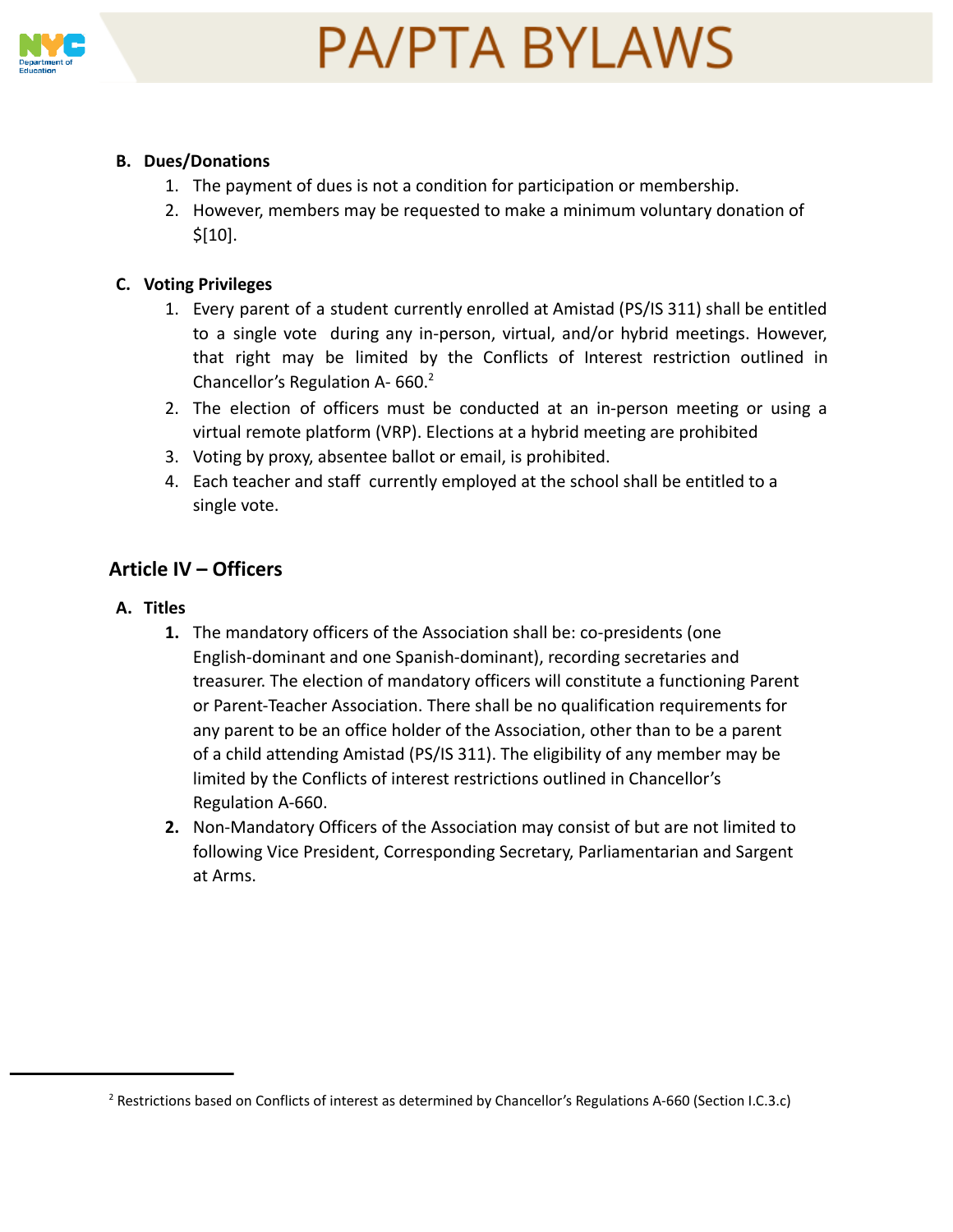**B. Dues/Donations**

1. The payment of dues is not a condition for participation or membership.
2. However, members may be requested to make a minimum voluntary donation of $[10].

**C. Voting Privileges**

1. Every parent of a student currently enrolled at Amistad (PS/IS 311) shall be entitled to a single vote during any in-person, virtual, and/or hybrid meetings. However, that right may be limited by the Conflicts of Interest restriction outlined in Chancellor's Regulation A- 660.[2]
2. The election of officers must be conducted at an in-person meeting or using a virtual remote platform (VRP). Elections at a hybrid meeting are prohibited
3. Voting by proxy, absentee ballot or email, is prohibited.
4. Each teacher and staff currently employed at the school shall be entitled to a single vote.

## Article IV – Officers

**A. Titles**

1. The mandatory officers of the Association shall be: co-presidents (one English-dominant and one Spanish-dominant), recording secretaries and treasurer. The election of mandatory officers will constitute a functioning Parent or Parent-Teacher Association. There shall be no qualification requirements for any parent to be an office holder of the Association, other than to be a parent of a child attending Amistad (PS/IS 311). The eligibility of any member may be limited by the Conflicts of interest restrictions outlined in Chancellor's Regulation A-660.
2. Non-Mandatory Officers of the Association may consist of but are not limited to following Vice President, Corresponding Secretary, Parliamentarian and Sargent at Arms.

---

[2] Restrictions based on Conflicts of interest as determined by Chancellor's Regulations A-660 (Section I.C.3.c)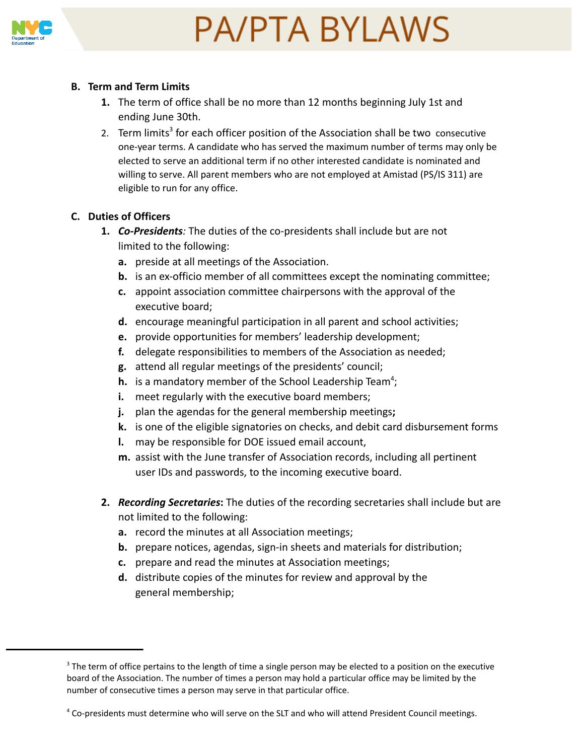**B. Term and Term Limits**

1. The term of office shall be no more than 12 months beginning July 1st and ending June 30th.
2. Term limits[3] for each officer position of the Association shall be two consecutive one-year terms. A candidate who has served the maximum number of terms may only be elected to serve an additional term if no other interested candidate is nominated and willing to serve. All parent members who are not employed at Amistad (PS/IS 311) are eligible to run for any office.

**C. Duties of Officers**

1. ***Co-Presidents****:* The duties of the co-presidents shall include but are not limited to the following:
   a. preside at all meetings of the Association.
   b. is an ex-officio member of all committees except the nominating committee;
   c. appoint association committee chairpersons with the approval of the executive board;
   d. encourage meaningful participation in all parent and school activities;
   e. provide opportunities for members' leadership development;
   f. delegate responsibilities to members of the Association as needed;
   g. attend all regular meetings of the presidents' council;
   h. is a mandatory member of the School Leadership Team[4];
   i. meet regularly with the executive board members;
   j. plan the agendas for the general membership meetings**;**
   k. is one of the eligible signatories on checks, and debit card disbursement forms
   l. may be responsible for DOE issued email account,
   m. assist with the June transfer of Association records, including all pertinent user IDs and passwords, to the incoming executive board.

2. ***Recording Secretaries*****:** The duties of the recording secretaries shall include but are not limited to the following:
   a. record the minutes at all Association meetings;
   b. prepare notices, agendas, sign-in sheets and materials for distribution;
   c. prepare and read the minutes at Association meetings;
   d. distribute copies of the minutes for review and approval by the general membership;

---

[3] The term of office pertains to the length of time a single person may be elected to a position on the executive board of the Association. The number of times a person may hold a particular office may be limited by the number of consecutive times a person may serve in that particular office.

[4] Co-presidents must determine who will serve on the SLT and who will attend President Council meetings.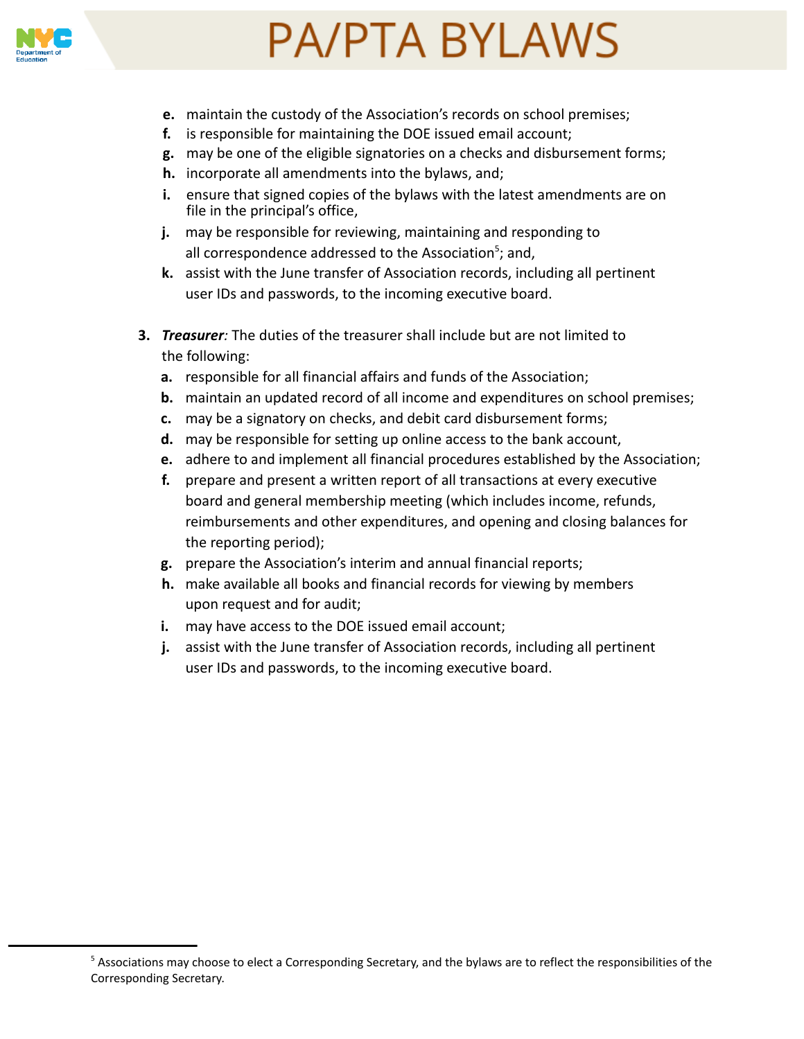e. maintain the custody of the Association's records on school premises;
f. is responsible for maintaining the DOE issued email account;
g. may be one of the eligible signatories on a checks and disbursement forms;
h. incorporate all amendments into the bylaws, and;
i. ensure that signed copies of the bylaws with the latest amendments are on file in the principal's office,
j. may be responsible for reviewing, maintaining and responding to all correspondence addressed to the Association[5]; and,
k. assist with the June transfer of Association records, including all pertinent user IDs and passwords, to the incoming executive board.

3. ***Treasurer****:* The duties of the treasurer shall include but are not limited to the following:
   a. responsible for all financial affairs and funds of the Association;
   b. maintain an updated record of all income and expenditures on school premises;
   c. may be a signatory on checks, and debit card disbursement forms;
   d. may be responsible for setting up online access to the bank account,
   e. adhere to and implement all financial procedures established by the Association;
   f. prepare and present a written report of all transactions at every executive board and general membership meeting (which includes income, refunds, reimbursements and other expenditures, and opening and closing balances for the reporting period);
   g. prepare the Association's interim and annual financial reports;
   h. make available all books and financial records for viewing by members upon request and for audit;
   i. may have access to the DOE issued email account;
   j. assist with the June transfer of Association records, including all pertinent user IDs and passwords, to the incoming executive board.

---

[5] Associations may choose to elect a Corresponding Secretary, and the bylaws are to reflect the responsibilities of the Corresponding Secretary.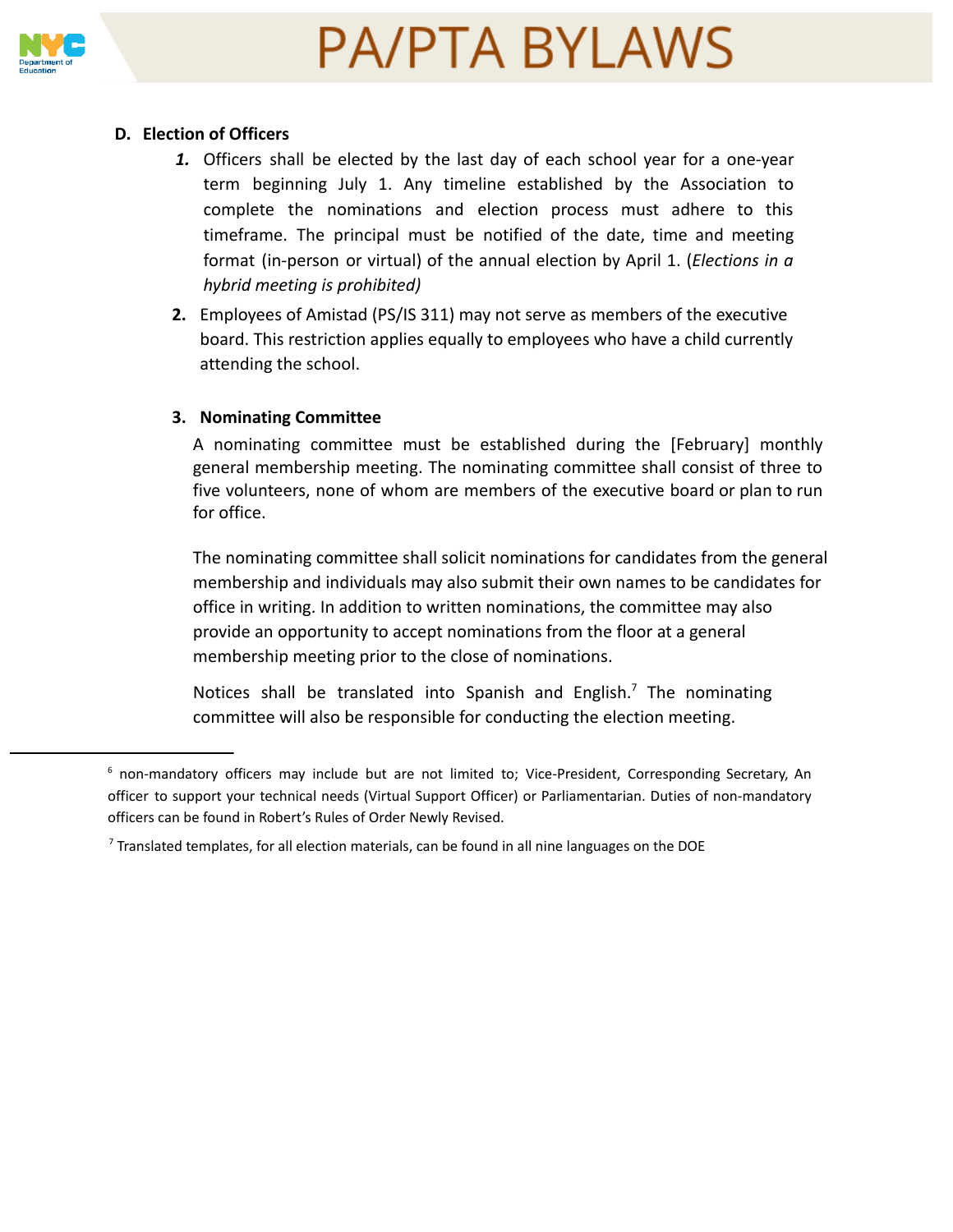### D. Election of Officers

1. Officers shall be elected by the last day of each school year for a one-year term beginning July 1. Any timeline established by the Association to complete the nominations and election process must adhere to this timeframe. The principal must be notified of the date, time and meeting format (in-person or virtual) of the annual election by April 1. (*Elections in a hybrid meeting is prohibited)*

2. Employees of Amistad (PS/IS 311) may not serve as members of the executive board. This restriction applies equally to employees who have a child currently attending the school.

3. **Nominating Committee**

   A nominating committee must be established during the [February] monthly general membership meeting. The nominating committee shall consist of three to five volunteers, none of whom are members of the executive board or plan to run for office.

   The nominating committee shall solicit nominations for candidates from the general membership and individuals may also submit their own names to be candidates for office in writing. In addition to written nominations, the committee may also provide an opportunity to accept nominations from the floor at a general membership meeting prior to the close of nominations.

   Notices shall be translated into Spanish and English.[7] The nominating committee will also be responsible for conducting the election meeting.

---

[6] non-mandatory officers may include but are not limited to; Vice-President, Corresponding Secretary, An officer to support your technical needs (Virtual Support Officer) or Parliamentarian. Duties of non-mandatory officers can be found in Robert's Rules of Order Newly Revised.

[7] Translated templates, for all election materials, can be found in all nine languages on the DOE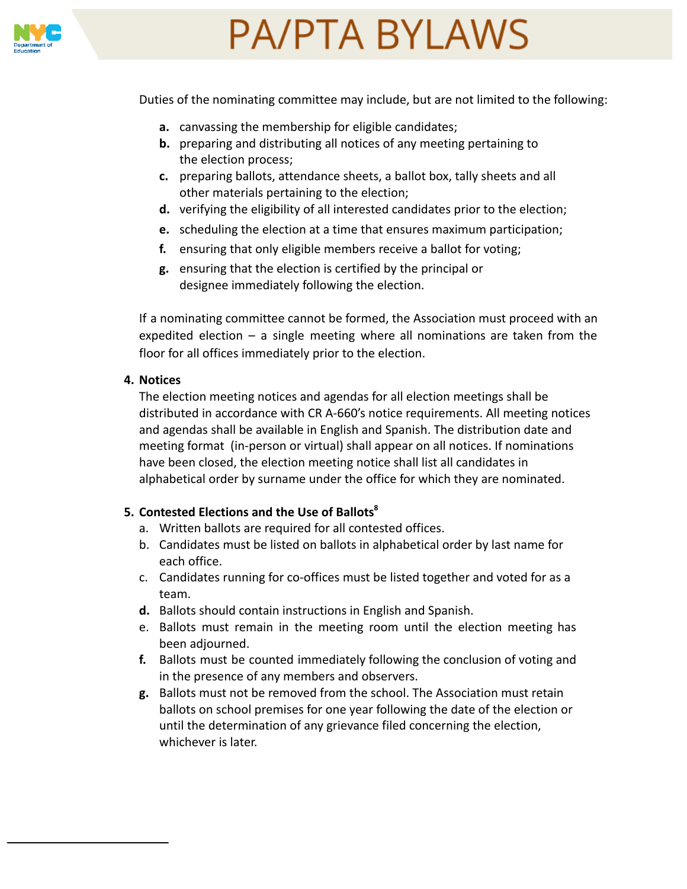Duties of the nominating committee may include, but are not limited to the following:

- **a.** canvassing the membership for eligible candidates;
- **b.** preparing and distributing all notices of any meeting pertaining to the election process;
- **c.** preparing ballots, attendance sheets, a ballot box, tally sheets and all other materials pertaining to the election;
- **d.** verifying the eligibility of all interested candidates prior to the election;
- **e.** scheduling the election at a time that ensures maximum participation;
- **f.** ensuring that only eligible members receive a ballot for voting;
- **g.** ensuring that the election is certified by the principal or designee immediately following the election.

If a nominating committee cannot be formed, the Association must proceed with an expedited election – a single meeting where all nominations are taken from the floor for all offices immediately prior to the election.

**4. Notices**

The election meeting notices and agendas for all election meetings shall be distributed in accordance with CR A-660's notice requirements. All meeting notices and agendas shall be available in English and Spanish. The distribution date and meeting format (in-person or virtual) shall appear on all notices. If nominations have been closed, the election meeting notice shall list all candidates in alphabetical order by surname under the office for which they are nominated.

**5. Contested Elections and the Use of Ballots[8]**

- a. Written ballots are required for all contested offices.
- b. Candidates must be listed on ballots in alphabetical order by last name for each office.
- c. Candidates running for co-offices must be listed together and voted for as a team.
- **d.** Ballots should contain instructions in English and Spanish.
- e. Ballots must remain in the meeting room until the election meeting has been adjourned.
- **f.** Ballots must be counted immediately following the conclusion of voting and in the presence of any members and observers.
- **g.** Ballots must not be removed from the school. The Association must retain ballots on school premises for one year following the date of the election or until the determination of any grievance filed concerning the election, whichever is later.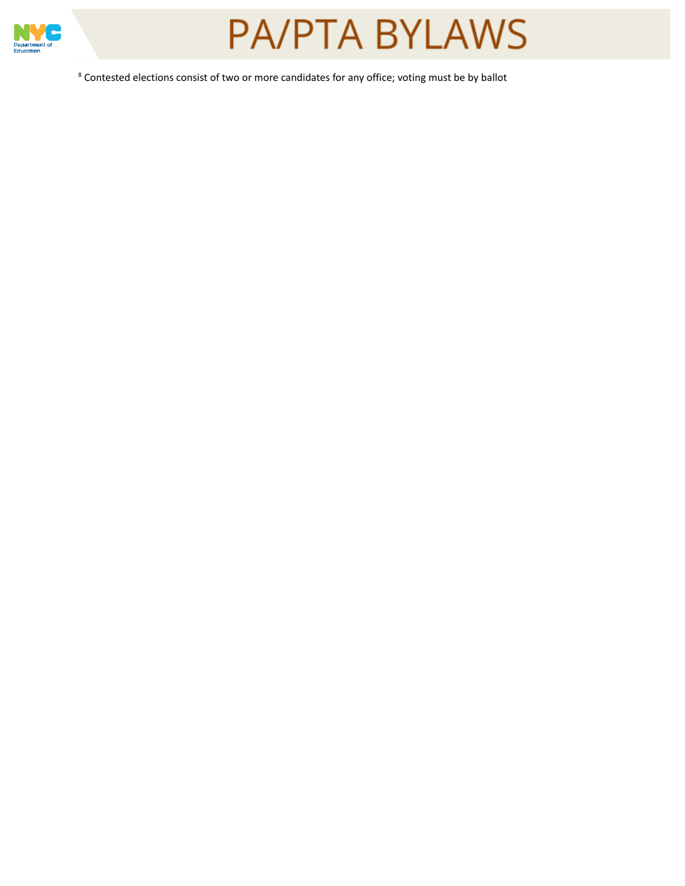[8] Contested elections consist of two or more candidates for any office; voting must be by ballot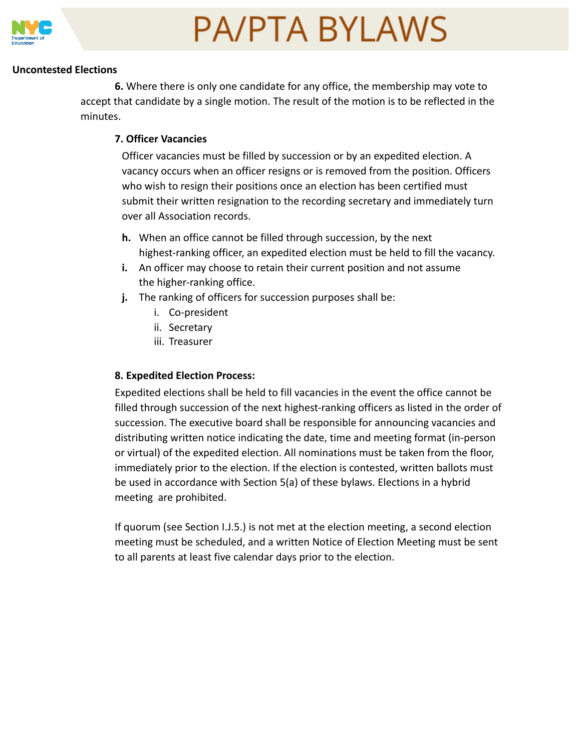**Uncontested Elections**

**6.** Where there is only one candidate for any office, the membership may vote to accept that candidate by a single motion. The result of the motion is to be reflected in the minutes.

**7. Officer Vacancies**

Officer vacancies must be filled by succession or by an expedited election. A vacancy occurs when an officer resigns or is removed from the position. Officers who wish to resign their positions once an election has been certified must submit their written resignation to the recording secretary and immediately turn over all Association records.

- **h.** When an office cannot be filled through succession, by the next highest-ranking officer, an expedited election must be held to fill the vacancy.
- **i.** An officer may choose to retain their current position and not assume the higher-ranking office.
- **j.** The ranking of officers for succession purposes shall be:
  - i. Co-president
  - ii. Secretary
  - iii. Treasurer

**8. Expedited Election Process:**

Expedited elections shall be held to fill vacancies in the event the office cannot be filled through succession of the next highest-ranking officers as listed in the order of succession. The executive board shall be responsible for announcing vacancies and distributing written notice indicating the date, time and meeting format (in-person or virtual) of the expedited election. All nominations must be taken from the floor, immediately prior to the election. If the election is contested, written ballots must be used in accordance with Section 5(a) of these bylaws. Elections in a hybrid meeting are prohibited.

If quorum (see Section I.J.5.) is not met at the election meeting, a second election meeting must be scheduled, and a written Notice of Election Meeting must be sent to all parents at least five calendar days prior to the election.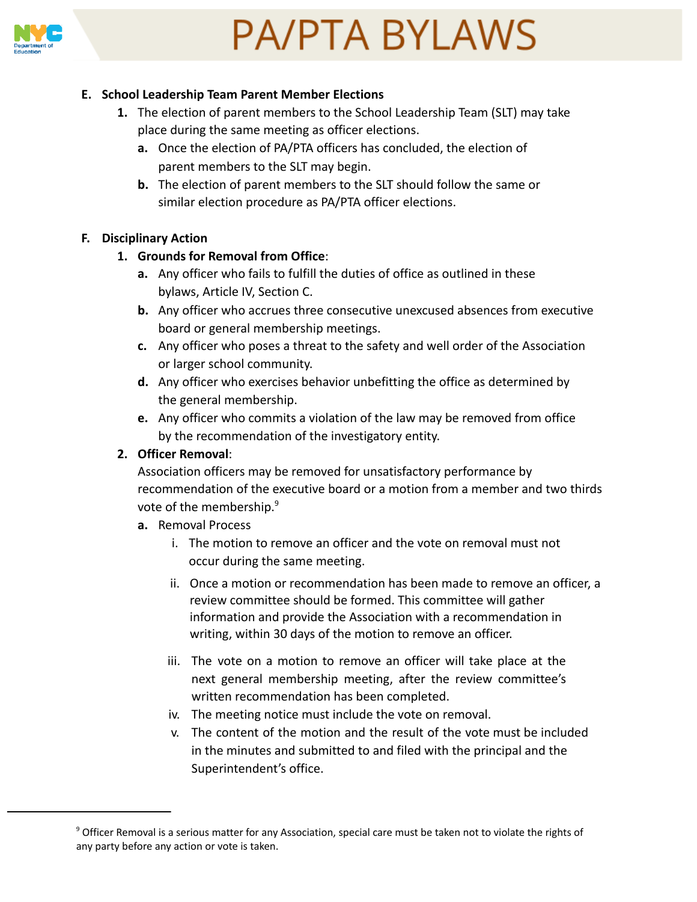**E. School Leadership Team Parent Member Elections**

1. The election of parent members to the School Leadership Team (SLT) may take place during the same meeting as officer elections.
    - **a.** Once the election of PA/PTA officers has concluded, the election of parent members to the SLT may begin.
    - **b.** The election of parent members to the SLT should follow the same or similar election procedure as PA/PTA officer elections.

**F. Disciplinary Action**

1. **Grounds for Removal from Office**:
    - **a.** Any officer who fails to fulfill the duties of office as outlined in these bylaws, Article IV, Section C.
    - **b.** Any officer who accrues three consecutive unexcused absences from executive board or general membership meetings.
    - **c.** Any officer who poses a threat to the safety and well order of the Association or larger school community.
    - **d.** Any officer who exercises behavior unbefitting the office as determined by the general membership.
    - **e.** Any officer who commits a violation of the law may be removed from office by the recommendation of the investigatory entity.
2. **Officer Removal**:
   Association officers may be removed for unsatisfactory performance by recommendation of the executive board or a motion from a member and two thirds vote of the membership.[9]
    - **a.** Removal Process
        - i. The motion to remove an officer and the vote on removal must not occur during the same meeting.
        - ii. Once a motion or recommendation has been made to remove an officer, a review committee should be formed. This committee will gather information and provide the Association with a recommendation in writing, within 30 days of the motion to remove an officer.
        - iii. The vote on a motion to remove an officer will take place at the next general membership meeting, after the review committee's written recommendation has been completed.
        - iv. The meeting notice must include the vote on removal.
        - v. The content of the motion and the result of the vote must be included in the minutes and submitted to and filed with the principal and the Superintendent's office.

---

[9] Officer Removal is a serious matter for any Association, special care must be taken not to violate the rights of any party before any action or vote is taken.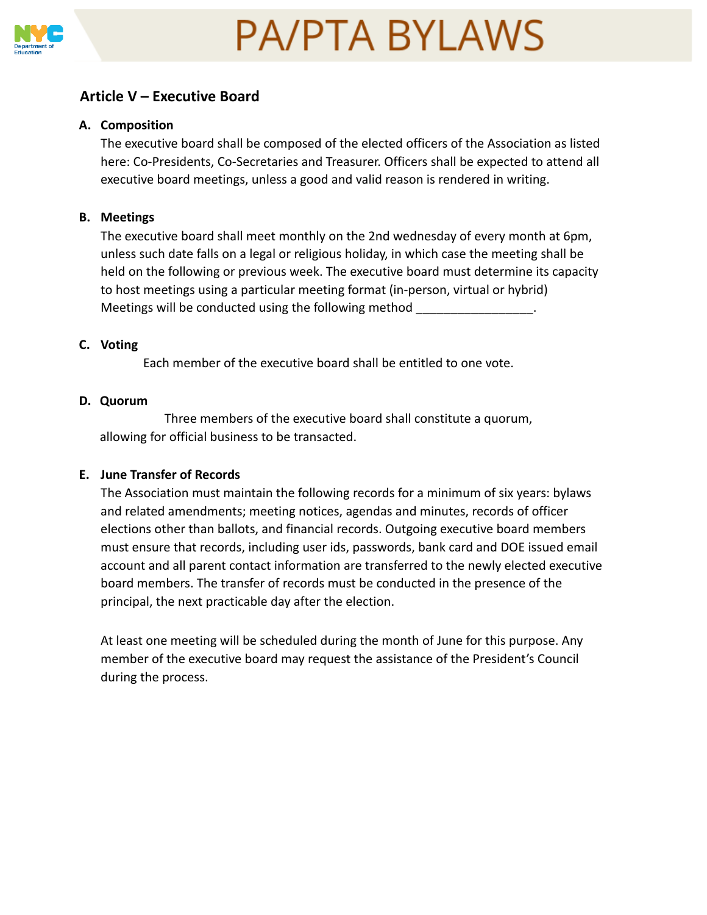## Article V – Executive Board

**A. Composition**

The executive board shall be composed of the elected officers of the Association as listed here: Co-Presidents, Co-Secretaries and Treasurer. Officers shall be expected to attend all executive board meetings, unless a good and valid reason is rendered in writing.

**B. Meetings**

The executive board shall meet monthly on the 2nd wednesday of every month at 6pm, unless such date falls on a legal or religious holiday, in which case the meeting shall be held on the following or previous week. The executive board must determine its capacity to host meetings using a particular meeting format (in-person, virtual or hybrid) Meetings will be conducted using the following method _________________.

**C. Voting**

Each member of the executive board shall be entitled to one vote.

**D. Quorum**

Three members of the executive board shall constitute a quorum, allowing for official business to be transacted.

**E. June Transfer of Records**

The Association must maintain the following records for a minimum of six years: bylaws and related amendments; meeting notices, agendas and minutes, records of officer elections other than ballots, and financial records. Outgoing executive board members must ensure that records, including user ids, passwords, bank card and DOE issued email account and all parent contact information are transferred to the newly elected executive board members. The transfer of records must be conducted in the presence of the principal, the next practicable day after the election.

At least one meeting will be scheduled during the month of June for this purpose. Any member of the executive board may request the assistance of the President's Council during the process.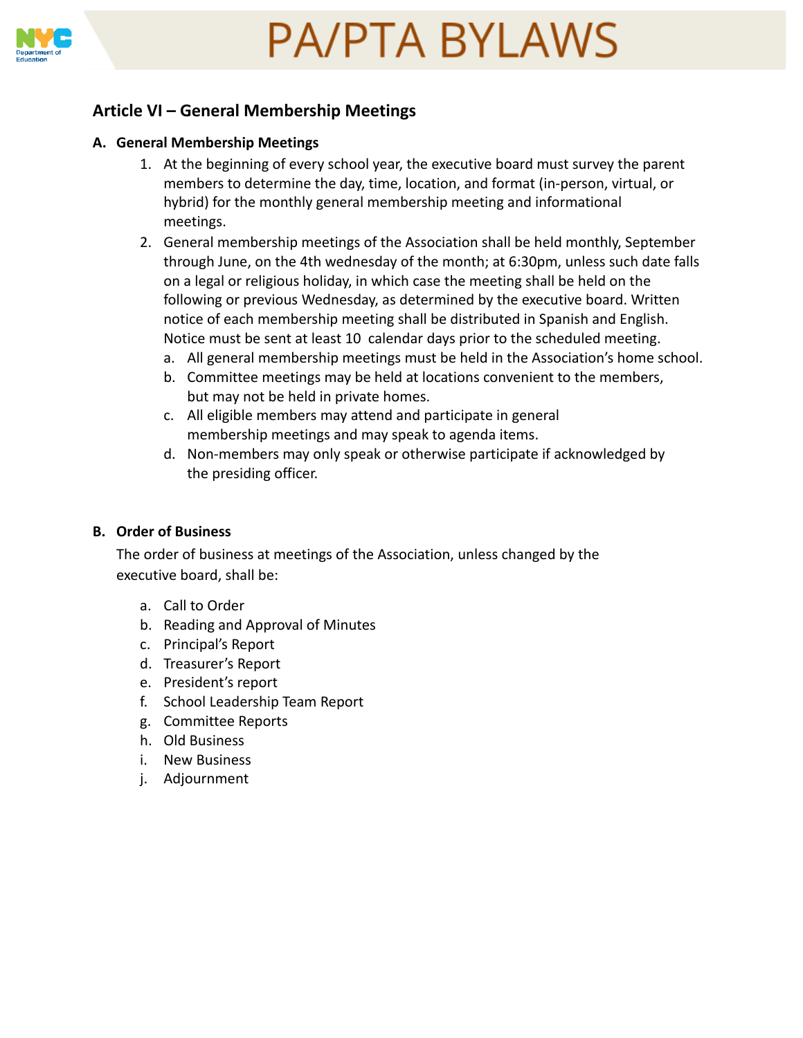## Article VI – General Membership Meetings

### A. General Membership Meetings

1. At the beginning of every school year, the executive board must survey the parent members to determine the day, time, location, and format (in-person, virtual, or hybrid) for the monthly general membership meeting and informational meetings.
2. General membership meetings of the Association shall be held monthly, September through June, on the 4th wednesday of the month; at 6:30pm, unless such date falls on a legal or religious holiday, in which case the meeting shall be held on the following or previous Wednesday, as determined by the executive board. Written notice of each membership meeting shall be distributed in Spanish and English. Notice must be sent at least 10 calendar days prior to the scheduled meeting.
   a. All general membership meetings must be held in the Association's home school.
   b. Committee meetings may be held at locations convenient to the members, but may not be held in private homes.
   c. All eligible members may attend and participate in general membership meetings and may speak to agenda items.
   d. Non-members may only speak or otherwise participate if acknowledged by the presiding officer.

### B. Order of Business

The order of business at meetings of the Association, unless changed by the executive board, shall be:

a. Call to Order
b. Reading and Approval of Minutes
c. Principal's Report
d. Treasurer's Report
e. President's report
f. School Leadership Team Report
g. Committee Reports
h. Old Business
i. New Business
j. Adjournment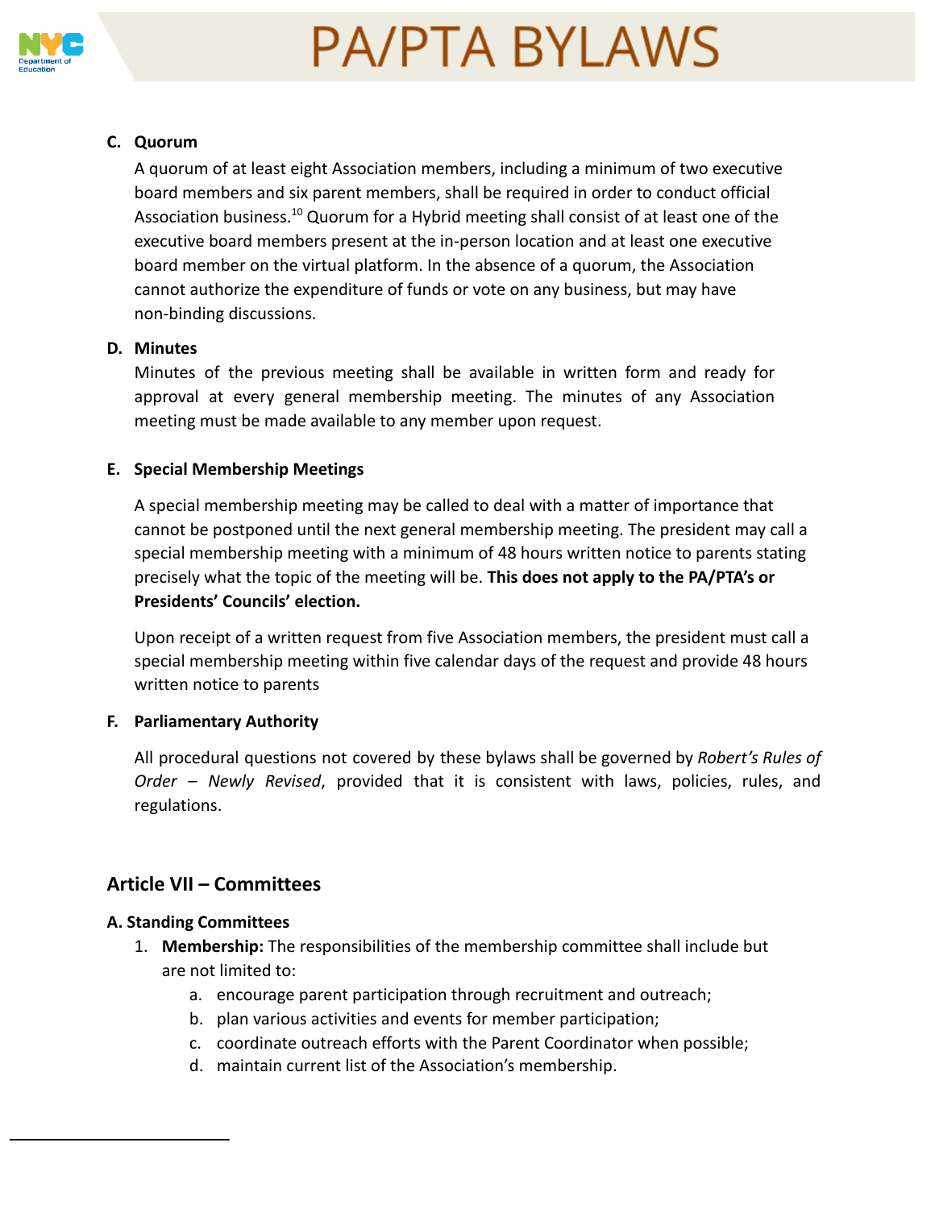**C. Quorum**

A quorum of at least eight Association members, including a minimum of two executive board members and six parent members, shall be required in order to conduct official Association business.[10] Quorum for a Hybrid meeting shall consist of at least one of the executive board members present at the in-person location and at least one executive board member on the virtual platform. In the absence of a quorum, the Association cannot authorize the expenditure of funds or vote on any business, but may have non-binding discussions.

**D. Minutes**

Minutes of the previous meeting shall be available in written form and ready for approval at every general membership meeting. The minutes of any Association meeting must be made available to any member upon request.

**E. Special Membership Meetings**

A special membership meeting may be called to deal with a matter of importance that cannot be postponed until the next general membership meeting. The president may call a special membership meeting with a minimum of 48 hours written notice to parents stating precisely what the topic of the meeting will be. **This does not apply to the PA/PTA's or Presidents' Councils' election.**

Upon receipt of a written request from five Association members, the president must call a special membership meeting within five calendar days of the request and provide 48 hours written notice to parents

**F. Parliamentary Authority**

All procedural questions not covered by these bylaws shall be governed by *Robert's Rules of Order – Newly Revised*, provided that it is consistent with laws, policies, rules, and regulations.

## Article VII – Committees

**A. Standing Committees**

1. **Membership:** The responsibilities of the membership committee shall include but are not limited to:
   a. encourage parent participation through recruitment and outreach;
   b. plan various activities and events for member participation;
   c. coordinate outreach efforts with the Parent Coordinator when possible;
   d. maintain current list of the Association's membership.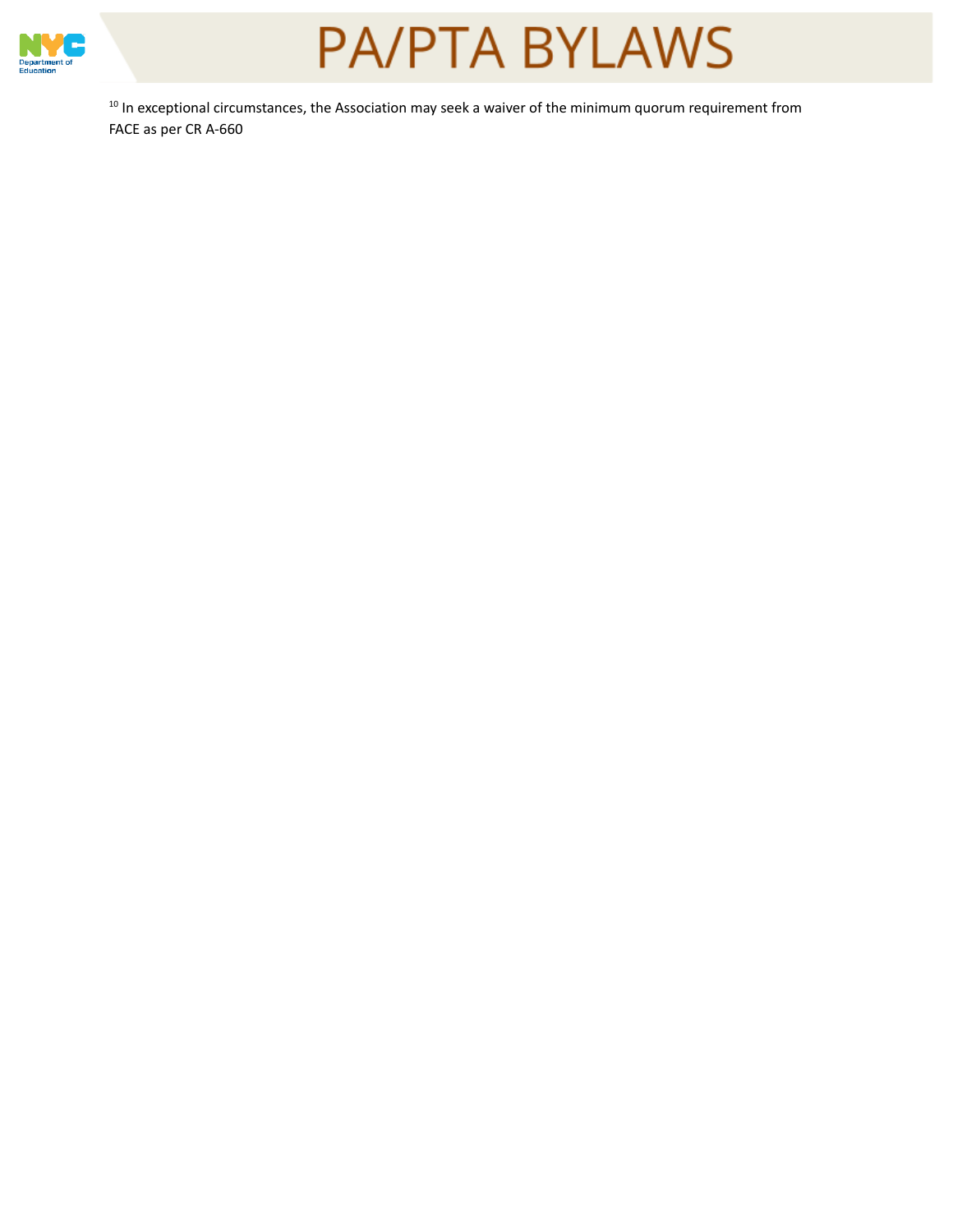[10] In exceptional circumstances, the Association may seek a waiver of the minimum quorum requirement from FACE as per CR A-660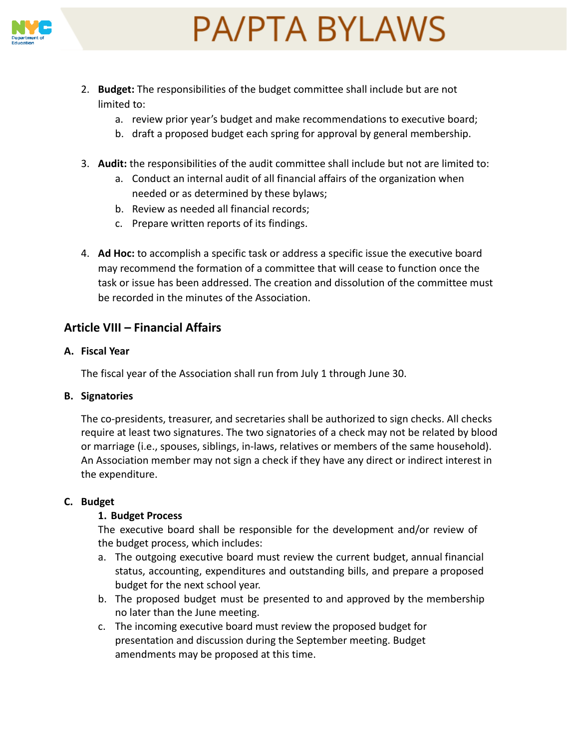2. **Budget:** The responsibilities of the budget committee shall include but are not limited to:
    a. review prior year's budget and make recommendations to executive board;
    b. draft a proposed budget each spring for approval by general membership.

3. **Audit:** the responsibilities of the audit committee shall include but not are limited to:
    a. Conduct an internal audit of all financial affairs of the organization when needed or as determined by these bylaws;
    b. Review as needed all financial records;
    c. Prepare written reports of its findings.

4. **Ad Hoc:** to accomplish a specific task or address a specific issue the executive board may recommend the formation of a committee that will cease to function once the task or issue has been addressed. The creation and dissolution of the committee must be recorded in the minutes of the Association.

## Article VIII – Financial Affairs

### A. Fiscal Year

The fiscal year of the Association shall run from July 1 through June 30.

### B. Signatories

The co-presidents, treasurer, and secretaries shall be authorized to sign checks. All checks require at least two signatures. The two signatories of a check may not be related by blood or marriage (i.e., spouses, siblings, in-laws, relatives or members of the same household). An Association member may not sign a check if they have any direct or indirect interest in the expenditure.

### C. Budget

**1. Budget Process**

The executive board shall be responsible for the development and/or review of the budget process, which includes:

a. The outgoing executive board must review the current budget, annual financial status, accounting, expenditures and outstanding bills, and prepare a proposed budget for the next school year.
b. The proposed budget must be presented to and approved by the membership no later than the June meeting.
c. The incoming executive board must review the proposed budget for presentation and discussion during the September meeting. Budget amendments may be proposed at this time.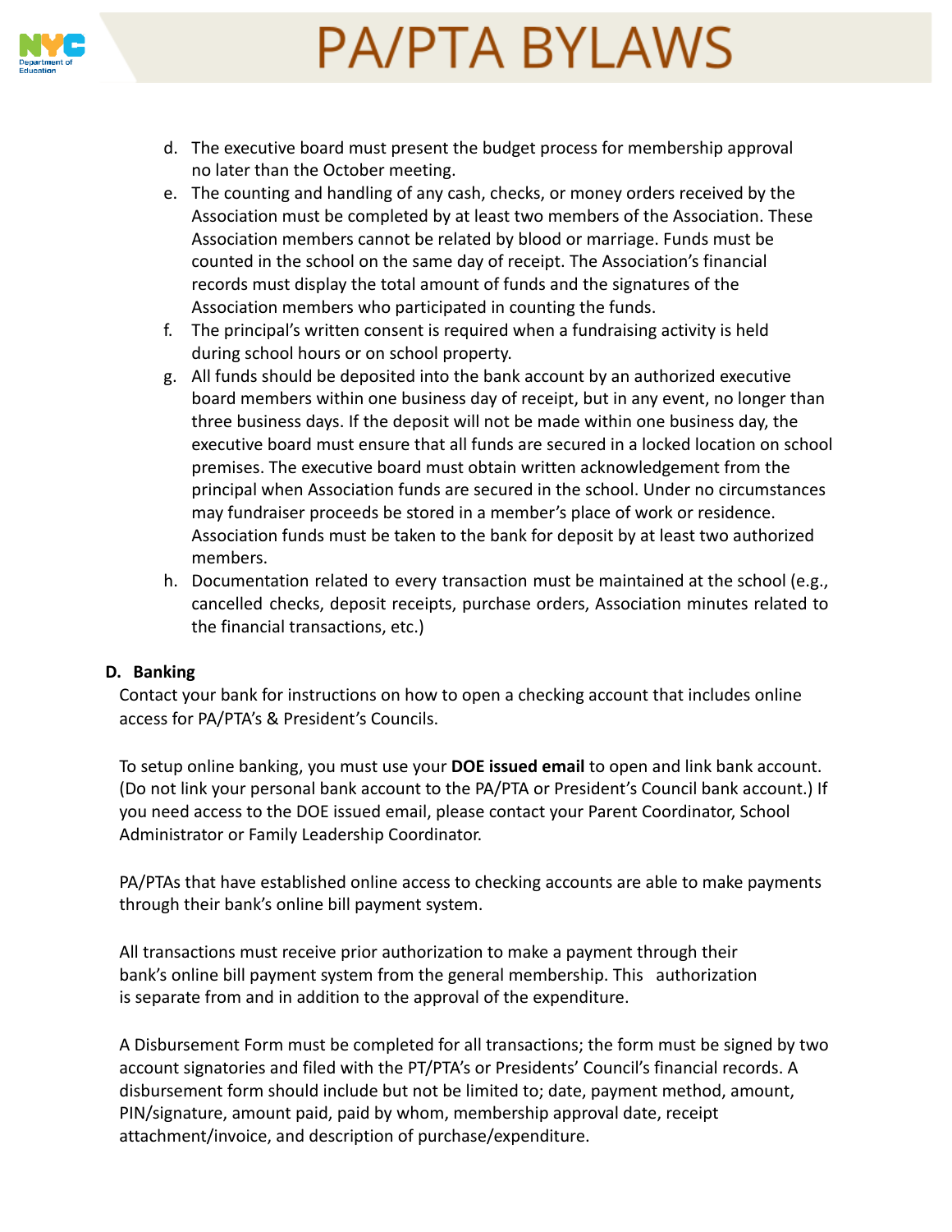d. The executive board must present the budget process for membership approval no later than the October meeting.
e. The counting and handling of any cash, checks, or money orders received by the Association must be completed by at least two members of the Association. These Association members cannot be related by blood or marriage. Funds must be counted in the school on the same day of receipt. The Association's financial records must display the total amount of funds and the signatures of the Association members who participated in counting the funds.
f. The principal's written consent is required when a fundraising activity is held during school hours or on school property.
g. All funds should be deposited into the bank account by an authorized executive board members within one business day of receipt, but in any event, no longer than three business days. If the deposit will not be made within one business day, the executive board must ensure that all funds are secured in a locked location on school premises. The executive board must obtain written acknowledgement from the principal when Association funds are secured in the school. Under no circumstances may fundraiser proceeds be stored in a member's place of work or residence. Association funds must be taken to the bank for deposit by at least two authorized members.
h. Documentation related to every transaction must be maintained at the school (e.g., cancelled checks, deposit receipts, purchase orders, Association minutes related to the financial transactions, etc.)

**D. Banking**

Contact your bank for instructions on how to open a checking account that includes online access for PA/PTA's & President's Councils.

To setup online banking, you must use your **DOE issued email** to open and link bank account. (Do not link your personal bank account to the PA/PTA or President's Council bank account.) If you need access to the DOE issued email, please contact your Parent Coordinator, School Administrator or Family Leadership Coordinator.

PA/PTAs that have established online access to checking accounts are able to make payments through their bank's online bill payment system.

All transactions must receive prior authorization to make a payment through their bank's online bill payment system from the general membership. This authorization is separate from and in addition to the approval of the expenditure.

A Disbursement Form must be completed for all transactions; the form must be signed by two account signatories and filed with the PT/PTA's or Presidents' Council's financial records. A disbursement form should include but not be limited to; date, payment method, amount, PIN/signature, amount paid, paid by whom, membership approval date, receipt attachment/invoice, and description of purchase/expenditure.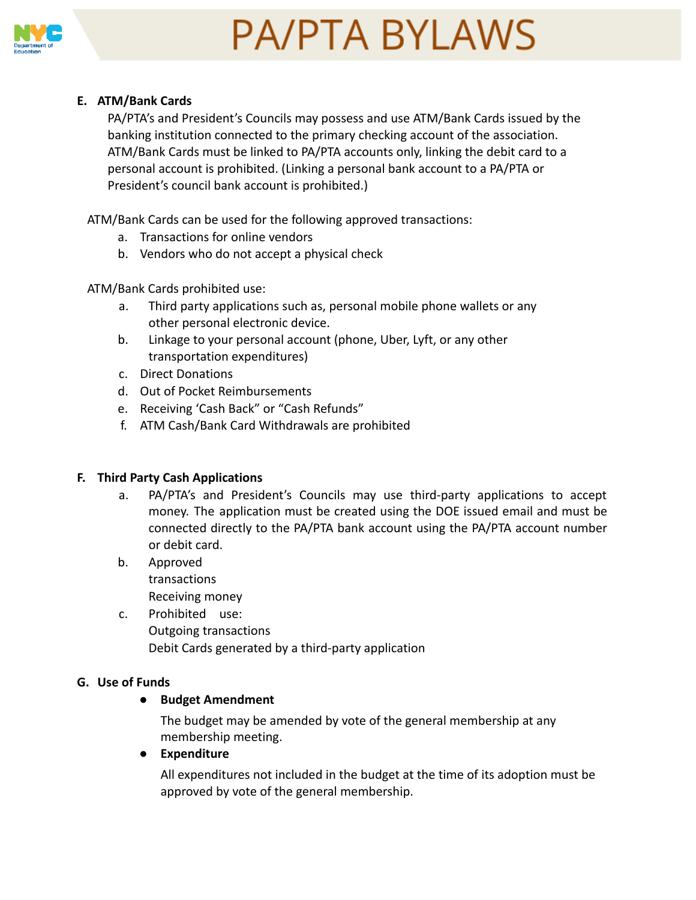**E. ATM/Bank Cards**

PA/PTA's and President's Councils may possess and use ATM/Bank Cards issued by the banking institution connected to the primary checking account of the association. ATM/Bank Cards must be linked to PA/PTA accounts only, linking the debit card to a personal account is prohibited. (Linking a personal bank account to a PA/PTA or President's council bank account is prohibited.)

ATM/Bank Cards can be used for the following approved transactions:

a. Transactions for online vendors
b. Vendors who do not accept a physical check

ATM/Bank Cards prohibited use:

a. Third party applications such as, personal mobile phone wallets or any other personal electronic device.
b. Linkage to your personal account (phone, Uber, Lyft, or any other transportation expenditures)
c. Direct Donations
d. Out of Pocket Reimbursements
e. Receiving 'Cash Back" or "Cash Refunds"
f. ATM Cash/Bank Card Withdrawals are prohibited

**F. Third Party Cash Applications**

a. PA/PTA's and President's Councils may use third-party applications to accept money. The application must be created using the DOE issued email and must be connected directly to the PA/PTA bank account using the PA/PTA account number or debit card.
b. Approved transactions
   Receiving money
c. Prohibited use:
   Outgoing transactions
   Debit Cards generated by a third-party application

**G. Use of Funds**

- **Budget Amendment**

  The budget may be amended by vote of the general membership at any membership meeting.

- **Expenditure**

  All expenditures not included in the budget at the time of its adoption must be approved by vote of the general membership.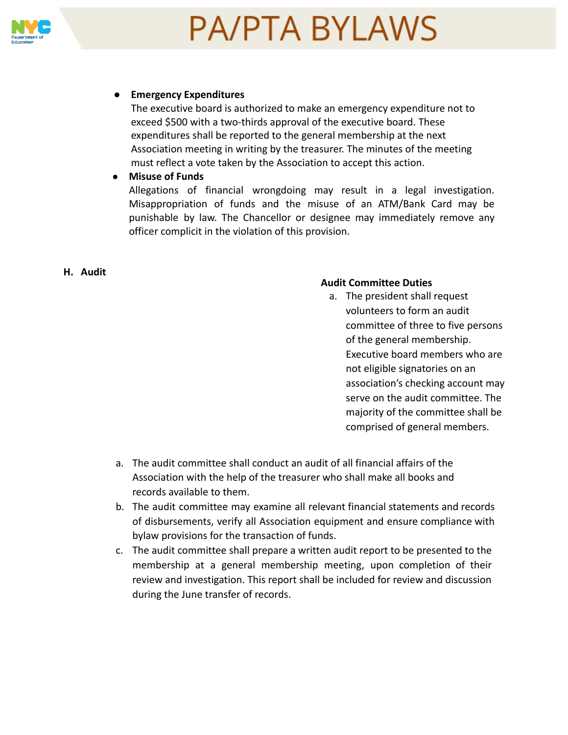- **Emergency Expenditures**
  The executive board is authorized to make an emergency expenditure not to exceed $500 with a two-thirds approval of the executive board. These expenditures shall be reported to the general membership at the next Association meeting in writing by the treasurer. The minutes of the meeting must reflect a vote taken by the Association to accept this action.
- **Misuse of Funds**
  Allegations of financial wrongdoing may result in a legal investigation. Misappropriation of funds and the misuse of an ATM/Bank Card may be punishable by law. The Chancellor or designee may immediately remove any officer complicit in the violation of this provision.

**H. Audit**

**Audit Committee Duties**

a. The president shall request volunteers to form an audit committee of three to five persons of the general membership. Executive board members who are not eligible signatories on an association's checking account may serve on the audit committee. The majority of the committee shall be comprised of general members.

a. The audit committee shall conduct an audit of all financial affairs of the Association with the help of the treasurer who shall make all books and records available to them.
b. The audit committee may examine all relevant financial statements and records of disbursements, verify all Association equipment and ensure compliance with bylaw provisions for the transaction of funds.
c. The audit committee shall prepare a written audit report to be presented to the membership at a general membership meeting, upon completion of their review and investigation. This report shall be included for review and discussion during the June transfer of records.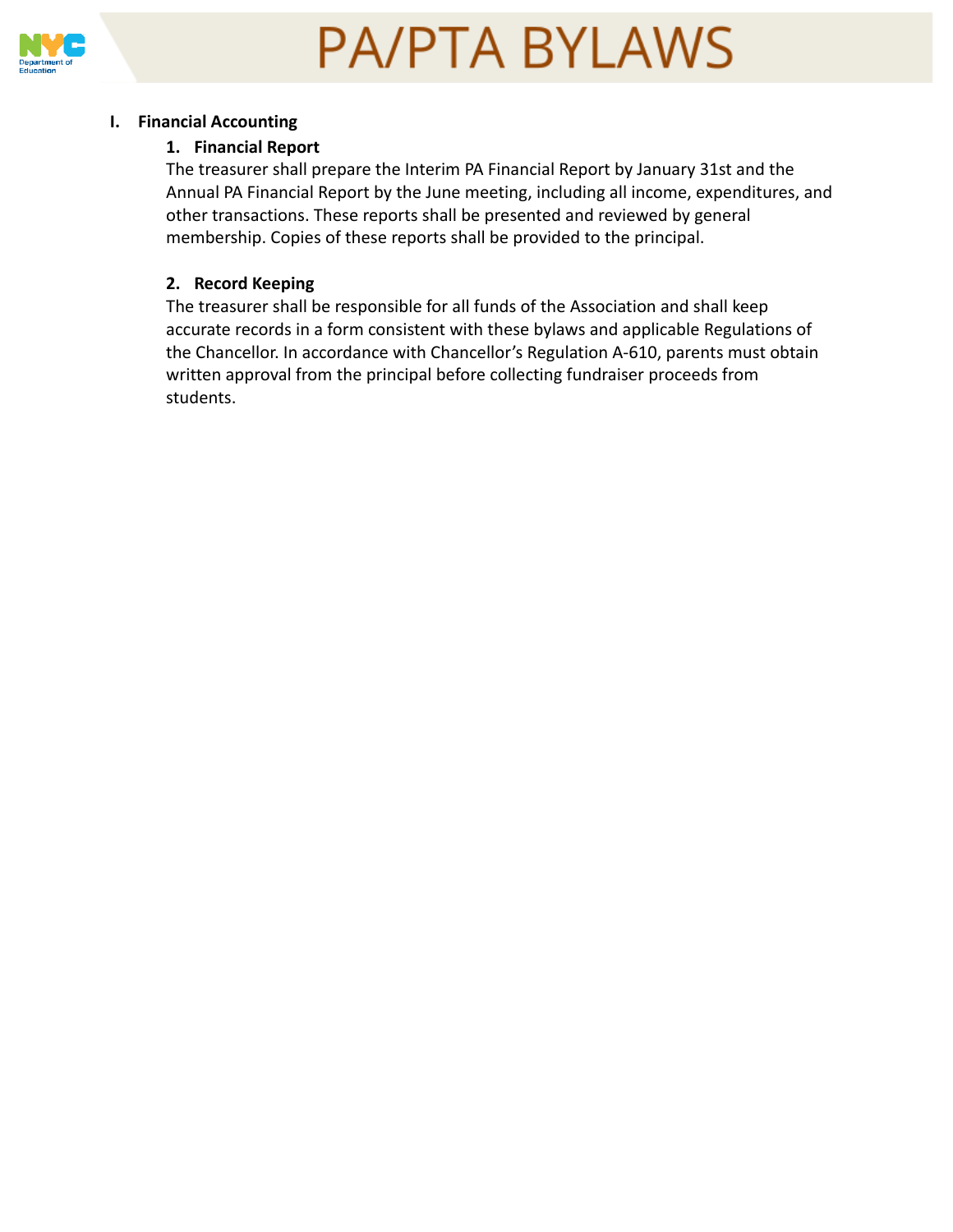## I. Financial Accounting

### 1. Financial Report

The treasurer shall prepare the Interim PA Financial Report by January 31st and the Annual PA Financial Report by the June meeting, including all income, expenditures, and other transactions. These reports shall be presented and reviewed by general membership. Copies of these reports shall be provided to the principal.

### 2. Record Keeping

The treasurer shall be responsible for all funds of the Association and shall keep accurate records in a form consistent with these bylaws and applicable Regulations of the Chancellor. In accordance with Chancellor's Regulation A-610, parents must obtain written approval from the principal before collecting fundraiser proceeds from students.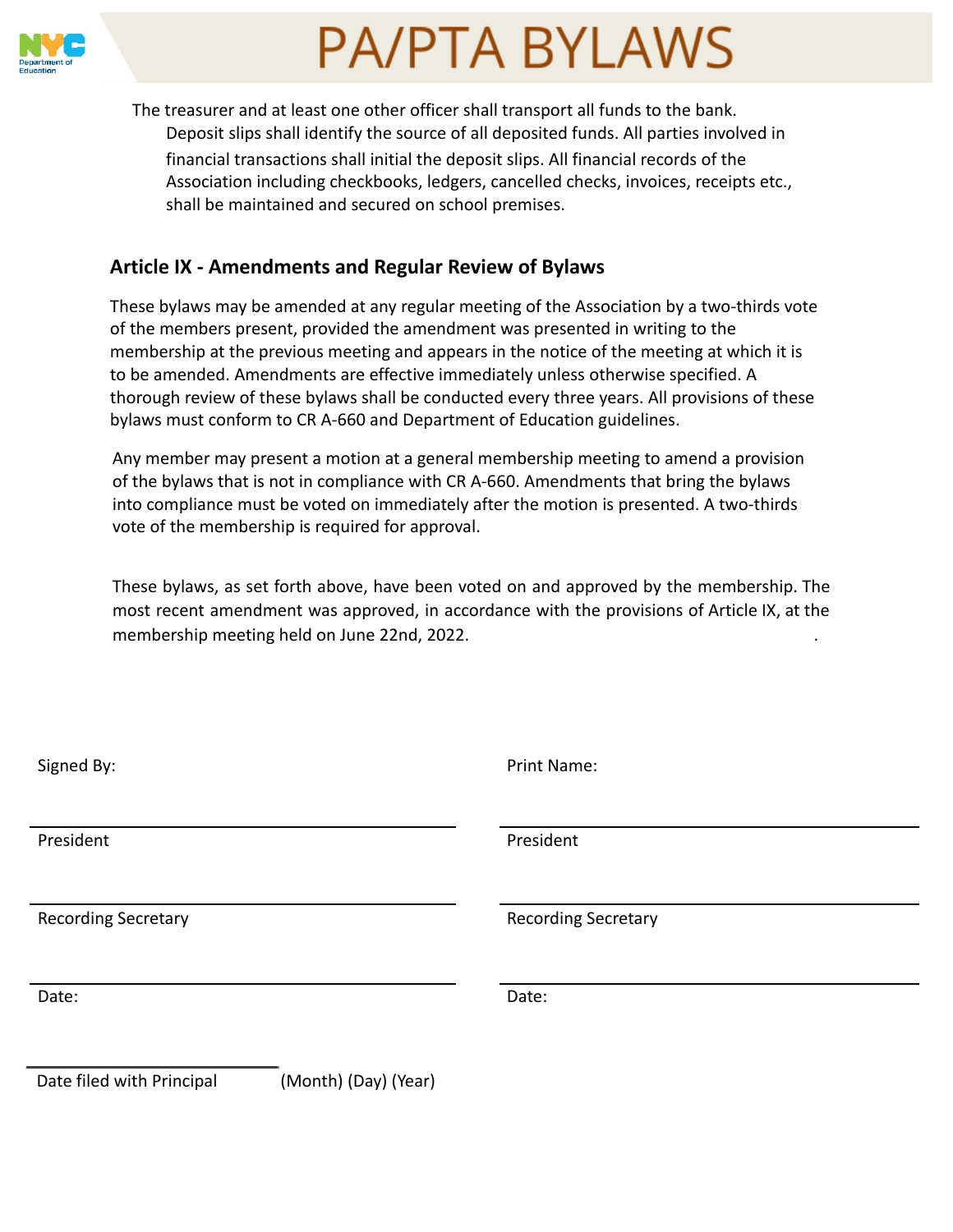The treasurer and at least one other officer shall transport all funds to the bank. Deposit slips shall identify the source of all deposited funds. All parties involved in financial transactions shall initial the deposit slips. All financial records of the Association including checkbooks, ledgers, cancelled checks, invoices, receipts etc., shall be maintained and secured on school premises.

## Article IX - Amendments and Regular Review of Bylaws

These bylaws may be amended at any regular meeting of the Association by a two-thirds vote of the members present, provided the amendment was presented in writing to the membership at the previous meeting and appears in the notice of the meeting at which it is to be amended. Amendments are effective immediately unless otherwise specified. A thorough review of these bylaws shall be conducted every three years. All provisions of these bylaws must conform to CR A-660 and Department of Education guidelines.

Any member may present a motion at a general membership meeting to amend a provision of the bylaws that is not in compliance with CR A-660. Amendments that bring the bylaws into compliance must be voted on immediately after the motion is presented. A two-thirds vote of the membership is required for approval.

These bylaws, as set forth above, have been voted on and approved by the membership. The most recent amendment was approved, in accordance with the provisions of Article IX, at the membership meeting held on June 22nd, 2022.

| Signed By: | Print Name: |
| --- | --- |
| President | President |
| Recording Secretary | Recording Secretary |
| Date: | Date: |

Date filed with Principal (Month) (Day) (Year)